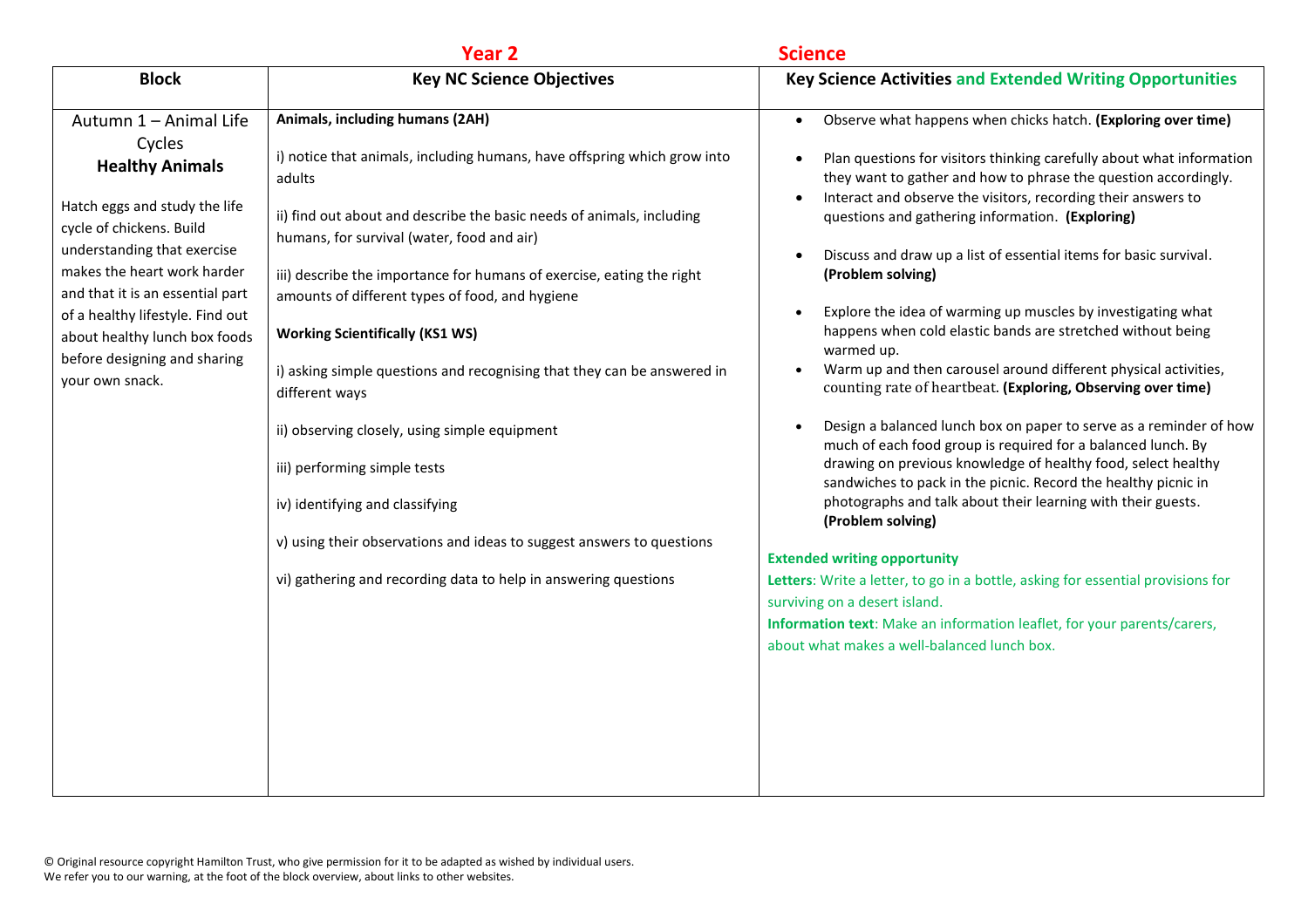**Year 2** **Science**

| Block | Key NC Science Objectives | Key Science Activities and Extended Writing Opportunities |
|---|---|---|
| Autumn 1 – Animal Life Cycles<br>**Healthy Animals**<br><br>Hatch eggs and study the life cycle of chickens. Build understanding that exercise makes the heart work harder and that it is an essential part of a healthy lifestyle. Find out about healthy lunch box foods before designing and sharing your own snack. | **Animals, including humans (2AH)**<br><br>i) notice that animals, including humans, have offspring which grow into adults<br><br>ii) find out about and describe the basic needs of animals, including humans, for survival (water, food and air)<br><br>iii) describe the importance for humans of exercise, eating the right amounts of different types of food, and hygiene<br><br>**Working Scientifically (KS1 WS)**<br><br>i) asking simple questions and recognising that they can be answered in different ways<br><br>ii) observing closely, using simple equipment<br><br>iii) performing simple tests<br><br>iv) identifying and classifying<br><br>v) using their observations and ideas to suggest answers to questions<br><br>vi) gathering and recording data to help in answering questions | • Observe what happens when chicks hatch. **(Exploring over time)**<br><br>• Plan questions for visitors thinking carefully about what information they want to gather and how to phrase the question accordingly.<br>• Interact and observe the visitors, recording their answers to questions and gathering information. **(Exploring)**<br><br>• Discuss and draw up a list of essential items for basic survival. **(Problem solving)**<br><br>• Explore the idea of warming up muscles by investigating what happens when cold elastic bands are stretched without being warmed up.<br>• Warm up and then carousel around different physical activities, counting rate of heartbeat. **(Exploring, Observing over time)**<br><br>• Design a balanced lunch box on paper to serve as a reminder of how much of each food group is required for a balanced lunch. By drawing on previous knowledge of healthy food, select healthy sandwiches to pack in the picnic. Record the healthy picnic in photographs and talk about their learning with their guests. **(Problem solving)**<br><br>**Extended writing opportunity**<br>**Letters**: Write a letter, to go in a bottle, asking for essential provisions for surviving on a desert island.<br>**Information text**: Make an information leaflet, for your parents/carers, about what makes a well-balanced lunch box. |

© Original resource copyright Hamilton Trust, who give permission for it to be adapted as wished by individual users.
We refer you to our warning, at the foot of the block overview, about links to other websites.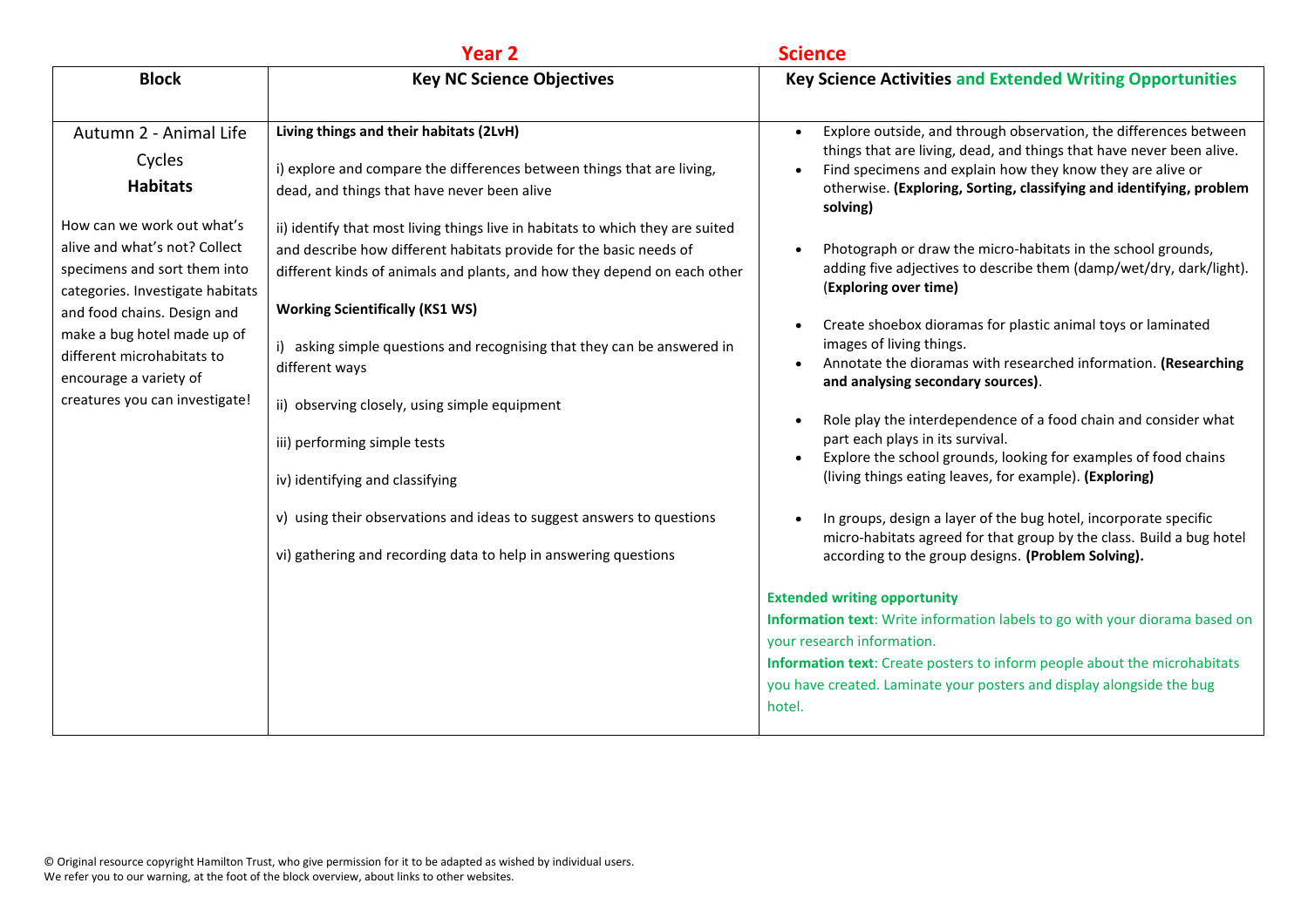**Year 2** **Science**

| Block | Key NC Science Objectives | Key Science Activities and Extended Writing Opportunities |
|---|---|---|
| Autumn 2 - Animal Life Cycles<br>**Habitats**<br><br>How can we work out what's alive and what's not? Collect specimens and sort them into categories. Investigate habitats and food chains. Design and make a bug hotel made up of different microhabitats to encourage a variety of creatures you can investigate! | **Living things and their habitats (2LvH)**<br><br>i) explore and compare the differences between things that are living, dead, and things that have never been alive<br><br>ii) identify that most living things live in habitats to which they are suited and describe how different habitats provide for the basic needs of different kinds of animals and plants, and how they depend on each other<br><br>**Working Scientifically (KS1 WS)**<br><br>i) asking simple questions and recognising that they can be answered in different ways<br><br>ii) observing closely, using simple equipment<br><br>iii) performing simple tests<br><br>iv) identifying and classifying<br><br>v) using their observations and ideas to suggest answers to questions<br><br>vi) gathering and recording data to help in answering questions | • Explore outside, and through observation, the differences between things that are living, dead, and things that have never been alive.<br>• Find specimens and explain how they know they are alive or otherwise. **(Exploring, Sorting, classifying and identifying, problem solving)**<br><br>• Photograph or draw the micro-habitats in the school grounds, adding five adjectives to describe them (damp/wet/dry, dark/light). (**Exploring over time)**<br><br>• Create shoebox dioramas for plastic animal toys or laminated images of living things.<br>• Annotate the dioramas with researched information. **(Researching and analysing secondary sources)**.<br><br>• Role play the interdependence of a food chain and consider what part each plays in its survival.<br>• Explore the school grounds, looking for examples of food chains (living things eating leaves, for example). **(Exploring)**<br><br>• In groups, design a layer of the bug hotel, incorporate specific micro-habitats agreed for that group by the class. Build a bug hotel according to the group designs. **(Problem Solving).**<br><br>**Extended writing opportunity**<br>**Information text**: Write information labels to go with your diorama based on your research information.<br>**Information text**: Create posters to inform people about the microhabitats you have created. Laminate your posters and display alongside the bug hotel. |

© Original resource copyright Hamilton Trust, who give permission for it to be adapted as wished by individual users.
We refer you to our warning, at the foot of the block overview, about links to other websites.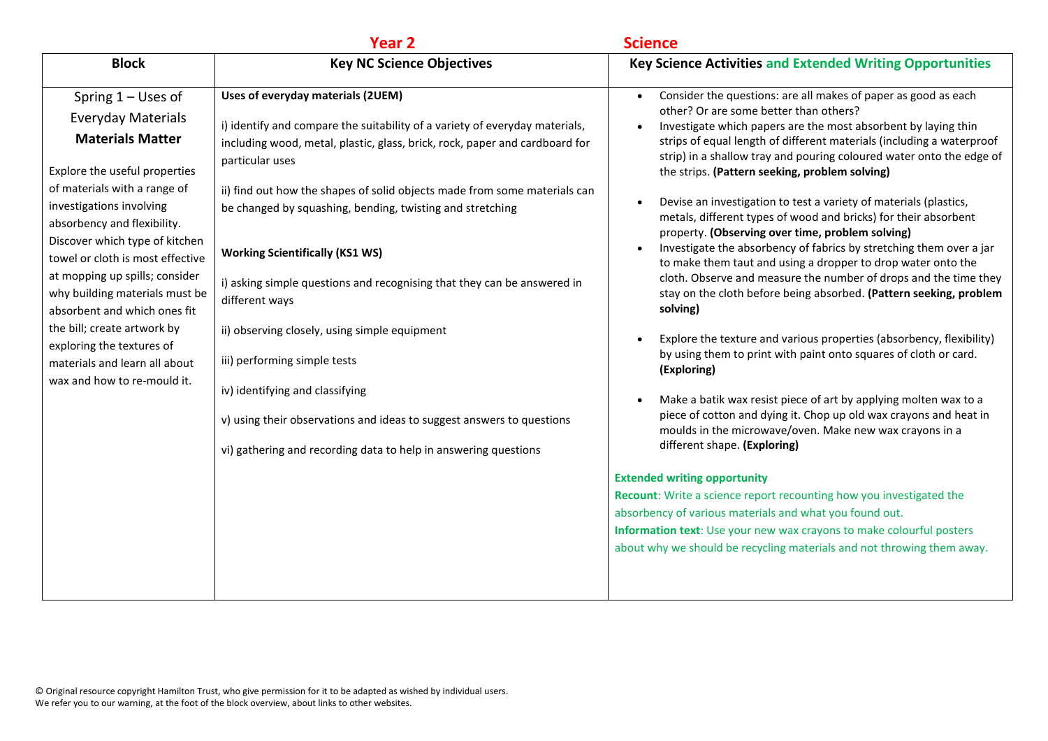**Year 2** **Science**

| Block | Key NC Science Objectives | Key Science Activities and Extended Writing Opportunities |
|---|---|---|
| Spring 1 – Uses of Everyday Materials<br>**Materials Matter**<br><br>Explore the useful properties of materials with a range of investigations involving absorbency and flexibility. Discover which type of kitchen towel or cloth is most effective at mopping up spills; consider why building materials must be absorbent and which ones fit the bill; create artwork by exploring the textures of materials and learn all about wax and how to re-mould it. | **Uses of everyday materials (2UEM)**<br><br>i) identify and compare the suitability of a variety of everyday materials, including wood, metal, plastic, glass, brick, rock, paper and cardboard for particular uses<br><br>ii) find out how the shapes of solid objects made from some materials can be changed by squashing, bending, twisting and stretching<br><br>**Working Scientifically (KS1 WS)**<br><br>i) asking simple questions and recognising that they can be answered in different ways<br><br>ii) observing closely, using simple equipment<br><br>iii) performing simple tests<br><br>iv) identifying and classifying<br><br>v) using their observations and ideas to suggest answers to questions<br><br>vi) gathering and recording data to help in answering questions | • Consider the questions: are all makes of paper as good as each other? Or are some better than others?<br>• Investigate which papers are the most absorbent by laying thin strips of equal length of different materials (including a waterproof strip) in a shallow tray and pouring coloured water onto the edge of the strips. **(Pattern seeking, problem solving)**<br><br>• Devise an investigation to test a variety of materials (plastics, metals, different types of wood and bricks) for their absorbent property. **(Observing over time, problem solving)**<br>• Investigate the absorbency of fabrics by stretching them over a jar to make them taut and using a dropper to drop water onto the cloth. Observe and measure the number of drops and the time they stay on the cloth before being absorbed. **(Pattern seeking, problem solving)**<br><br>• Explore the texture and various properties (absorbency, flexibility) by using them to print with paint onto squares of cloth or card. **(Exploring)**<br><br>• Make a batik wax resist piece of art by applying molten wax to a piece of cotton and dying it. Chop up old wax crayons and heat in moulds in the microwave/oven. Make new wax crayons in a different shape. **(Exploring)**<br><br>**Extended writing opportunity**<br>**Recount**: Write a science report recounting how you investigated the absorbency of various materials and what you found out.<br>**Information text**: Use your new wax crayons to make colourful posters about why we should be recycling materials and not throwing them away. |

© Original resource copyright Hamilton Trust, who give permission for it to be adapted as wished by individual users.
We refer you to our warning, at the foot of the block overview, about links to other websites.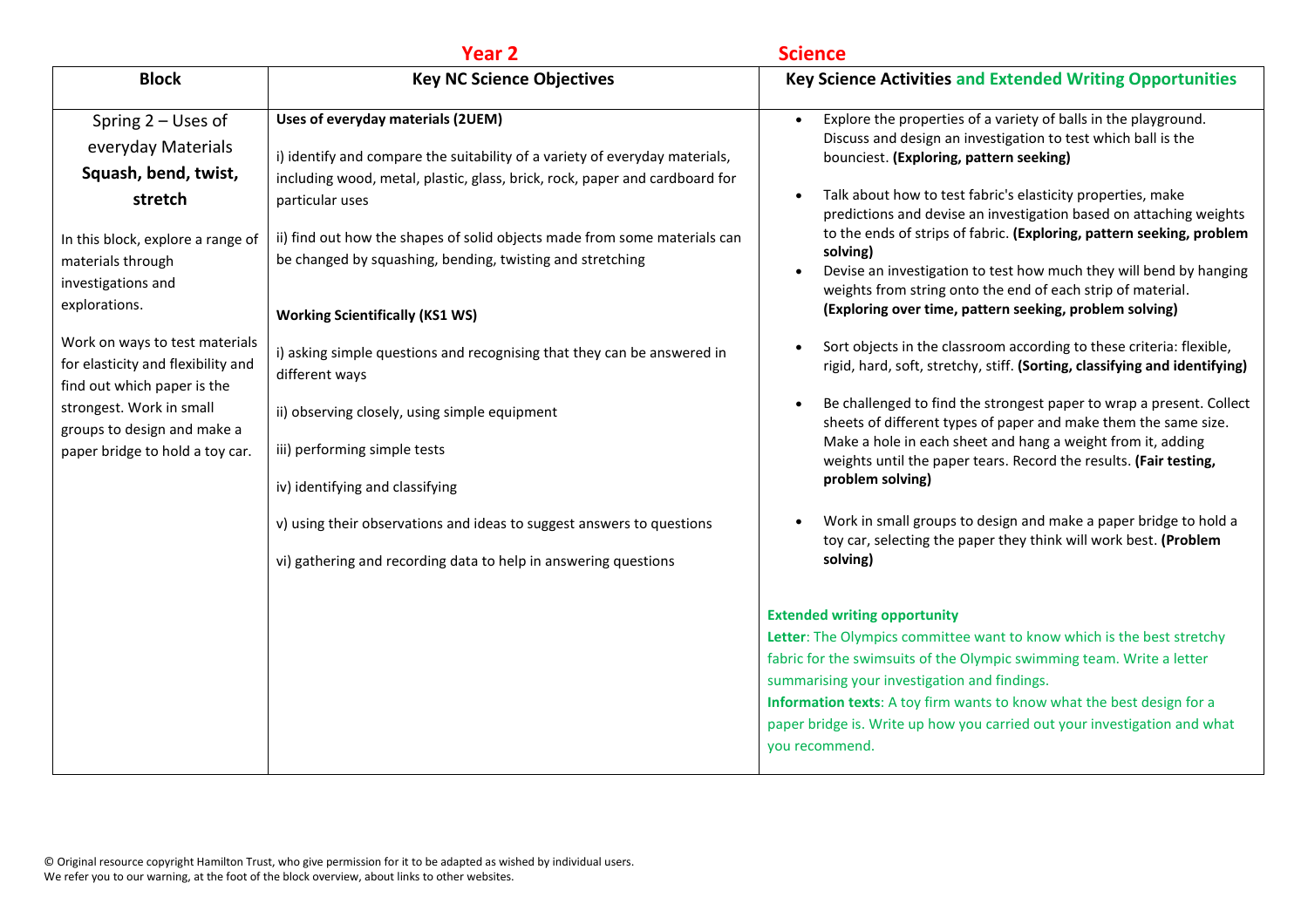# Year 2 Science

| Block | Key NC Science Objectives | Key Science Activities and Extended Writing Opportunities |
|---|---|---|
| Spring 2 – Uses of everyday Materials<br>**Squash, bend, twist, stretch**<br><br>In this block, explore a range of materials through investigations and explorations.<br><br>Work on ways to test materials for elasticity and flexibility and find out which paper is the strongest. Work in small groups to design and make a paper bridge to hold a toy car. | **Uses of everyday materials (2UEM)**<br><br>i) identify and compare the suitability of a variety of everyday materials, including wood, metal, plastic, glass, brick, rock, paper and cardboard for particular uses<br><br>ii) find out how the shapes of solid objects made from some materials can be changed by squashing, bending, twisting and stretching<br><br>**Working Scientifically (KS1 WS)**<br><br>i) asking simple questions and recognising that they can be answered in different ways<br><br>ii) observing closely, using simple equipment<br><br>iii) performing simple tests<br><br>iv) identifying and classifying<br><br>v) using their observations and ideas to suggest answers to questions<br><br>vi) gathering and recording data to help in answering questions | • Explore the properties of a variety of balls in the playground. Discuss and design an investigation to test which ball is the bounciest. **(Exploring, pattern seeking)**<br><br>• Talk about how to test fabric's elasticity properties, make predictions and devise an investigation based on attaching weights to the ends of strips of fabric. **(Exploring, pattern seeking, problem solving)**<br>• Devise an investigation to test how much they will bend by hanging weights from string onto the end of each strip of material. **(Exploring over time, pattern seeking, problem solving)**<br><br>• Sort objects in the classroom according to these criteria: flexible, rigid, hard, soft, stretchy, stiff. **(Sorting, classifying and identifying)**<br><br>• Be challenged to find the strongest paper to wrap a present. Collect sheets of different types of paper and make them the same size. Make a hole in each sheet and hang a weight from it, adding weights until the paper tears. Record the results. **(Fair testing, problem solving)**<br><br>• Work in small groups to design and make a paper bridge to hold a toy car, selecting the paper they think will work best. **(Problem solving)**<br><br>**Extended writing opportunity**<br>**Letter**: The Olympics committee want to know which is the best stretchy fabric for the swimsuits of the Olympic swimming team. Write a letter summarising your investigation and findings.<br>**Information texts**: A toy firm wants to know what the best design for a paper bridge is. Write up how you carried out your investigation and what you recommend. |

© Original resource copyright Hamilton Trust, who give permission for it to be adapted as wished by individual users.
We refer you to our warning, at the foot of the block overview, about links to other websites.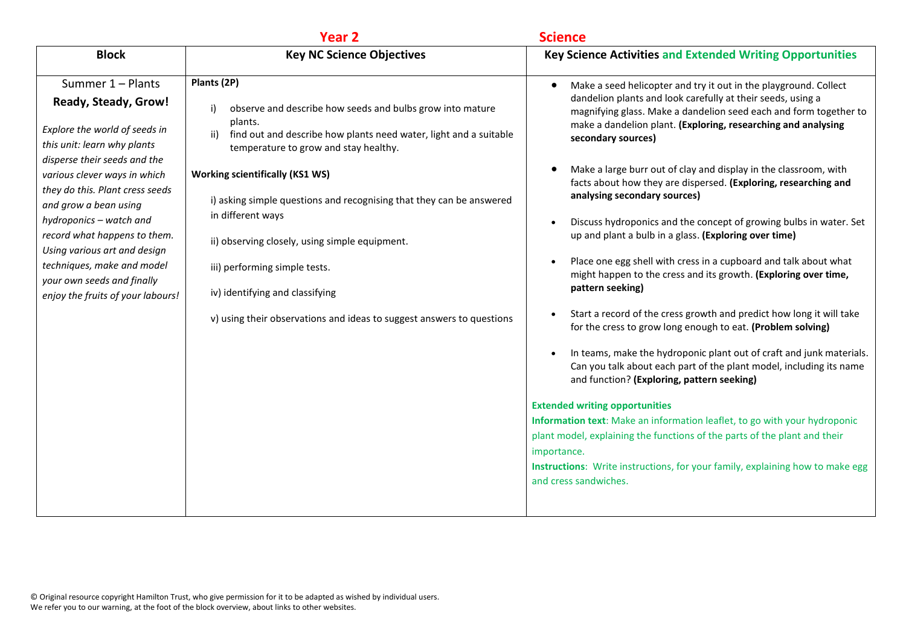**Year 2** **Science**

| Block | Key NC Science Objectives | Key Science Activities and Extended Writing Opportunities |
| --- | --- | --- |
| Summer 1 – Plants<br><br>**Ready, Steady, Grow!**<br><br>*Explore the world of seeds in this unit: learn why plants disperse their seeds and the various clever ways in which they do this. Plant cress seeds and grow a bean using hydroponics – watch and record what happens to them. Using various art and design techniques, make and model your own seeds and finally enjoy the fruits of your labours!* | **Plants (2P)**<br><br>i) observe and describe how seeds and bulbs grow into mature plants.<br>ii) find out and describe how plants need water, light and a suitable temperature to grow and stay healthy.<br><br>**Working scientifically (KS1 WS)**<br><br>i) asking simple questions and recognising that they can be answered in different ways<br><br>ii) observing closely, using simple equipment.<br><br>iii) performing simple tests.<br><br>iv) identifying and classifying<br><br>v) using their observations and ideas to suggest answers to questions | • Make a seed helicopter and try it out in the playground. Collect dandelion plants and look carefully at their seeds, using a magnifying glass. Make a dandelion seed each and form together to make a dandelion plant. **(Exploring, researching and analysing secondary sources)**<br><br>• Make a large burr out of clay and display in the classroom, with facts about how they are dispersed. **(Exploring, researching and analysing secondary sources)**<br><br>• Discuss hydroponics and the concept of growing bulbs in water. Set up and plant a bulb in a glass. **(Exploring over time)**<br><br>• Place one egg shell with cress in a cupboard and talk about what might happen to the cress and its growth. **(Exploring over time, pattern seeking)**<br><br>• Start a record of the cress growth and predict how long it will take for the cress to grow long enough to eat. **(Problem solving)**<br><br>• In teams, make the hydroponic plant out of craft and junk materials. Can you talk about each part of the plant model, including its name and function? **(Exploring, pattern seeking)**<br><br>**Extended writing opportunities**<br>**Information text**: Make an information leaflet, to go with your hydroponic plant model, explaining the functions of the parts of the plant and their importance.<br>**Instructions**: Write instructions, for your family, explaining how to make egg and cress sandwiches. |

© Original resource copyright Hamilton Trust, who give permission for it to be adapted as wished by individual users.
We refer you to our warning, at the foot of the block overview, about links to other websites.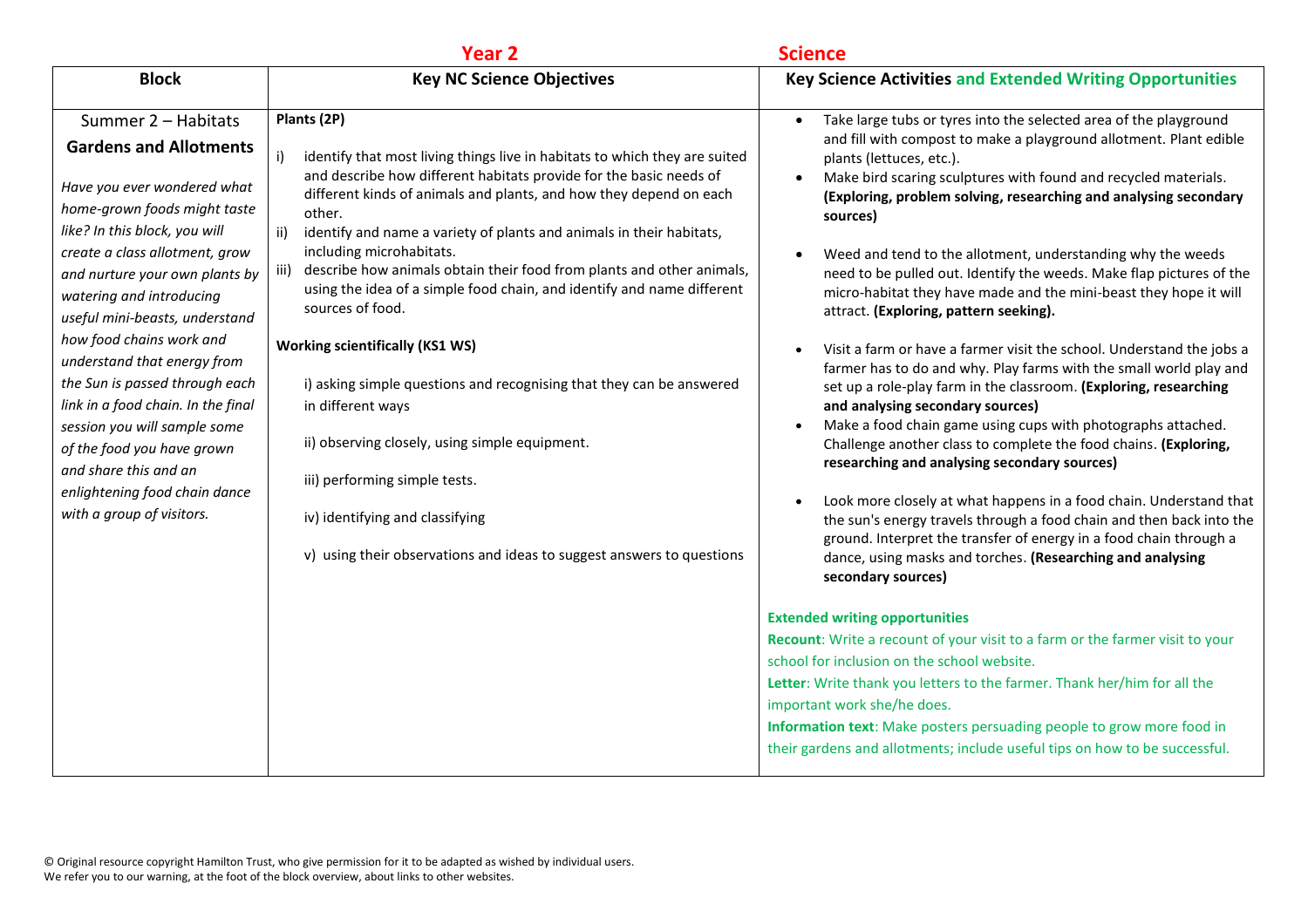**Year 2** **Science**

| Block | Key NC Science Objectives | Key Science Activities and Extended Writing Opportunities |
|---|---|---|
| Summer 2 – Habitats<br>**Gardens and Allotments**<br><br>*Have you ever wondered what home-grown foods might taste like? In this block, you will create a class allotment, grow and nurture your own plants by watering and introducing useful mini-beasts, understand how food chains work and understand that energy from the Sun is passed through each link in a food chain. In the final session you will sample some of the food you have grown and share this and an enlightening food chain dance with a group of visitors.* | **Plants (2P)**<br><br>i) identify that most living things live in habitats to which they are suited and describe how different habitats provide for the basic needs of different kinds of animals and plants, and how they depend on each other.<br>ii) identify and name a variety of plants and animals in their habitats, including microhabitats.<br>iii) describe how animals obtain their food from plants and other animals, using the idea of a simple food chain, and identify and name different sources of food.<br><br>**Working scientifically (KS1 WS)**<br><br>i) asking simple questions and recognising that they can be answered in different ways<br><br>ii) observing closely, using simple equipment.<br><br>iii) performing simple tests.<br><br>iv) identifying and classifying<br><br>v) using their observations and ideas to suggest answers to questions | • Take large tubs or tyres into the selected area of the playground and fill with compost to make a playground allotment. Plant edible plants (lettuces, etc.).<br>• Make bird scaring sculptures with found and recycled materials. **(Exploring, problem solving, researching and analysing secondary sources)**<br><br>• Weed and tend to the allotment, understanding why the weeds need to be pulled out. Identify the weeds. Make flap pictures of the micro-habitat they have made and the mini-beast they hope it will attract. **(Exploring, pattern seeking).**<br><br>• Visit a farm or have a farmer visit the school. Understand the jobs a farmer has to do and why. Play farms with the small world play and set up a role-play farm in the classroom. **(Exploring, researching and analysing secondary sources)**<br>• Make a food chain game using cups with photographs attached. Challenge another class to complete the food chains. **(Exploring, researching and analysing secondary sources)**<br><br>• Look more closely at what happens in a food chain. Understand that the sun's energy travels through a food chain and then back into the ground. Interpret the transfer of energy in a food chain through a dance, using masks and torches. **(Researching and analysing secondary sources)**<br><br>**Extended writing opportunities**<br>**Recount**: Write a recount of your visit to a farm or the farmer visit to your school for inclusion on the school website.<br>**Letter**: Write thank you letters to the farmer. Thank her/him for all the important work she/he does.<br>**Information text**: Make posters persuading people to grow more food in their gardens and allotments; include useful tips on how to be successful. |

© Original resource copyright Hamilton Trust, who give permission for it to be adapted as wished by individual users.
We refer you to our warning, at the foot of the block overview, about links to other websites.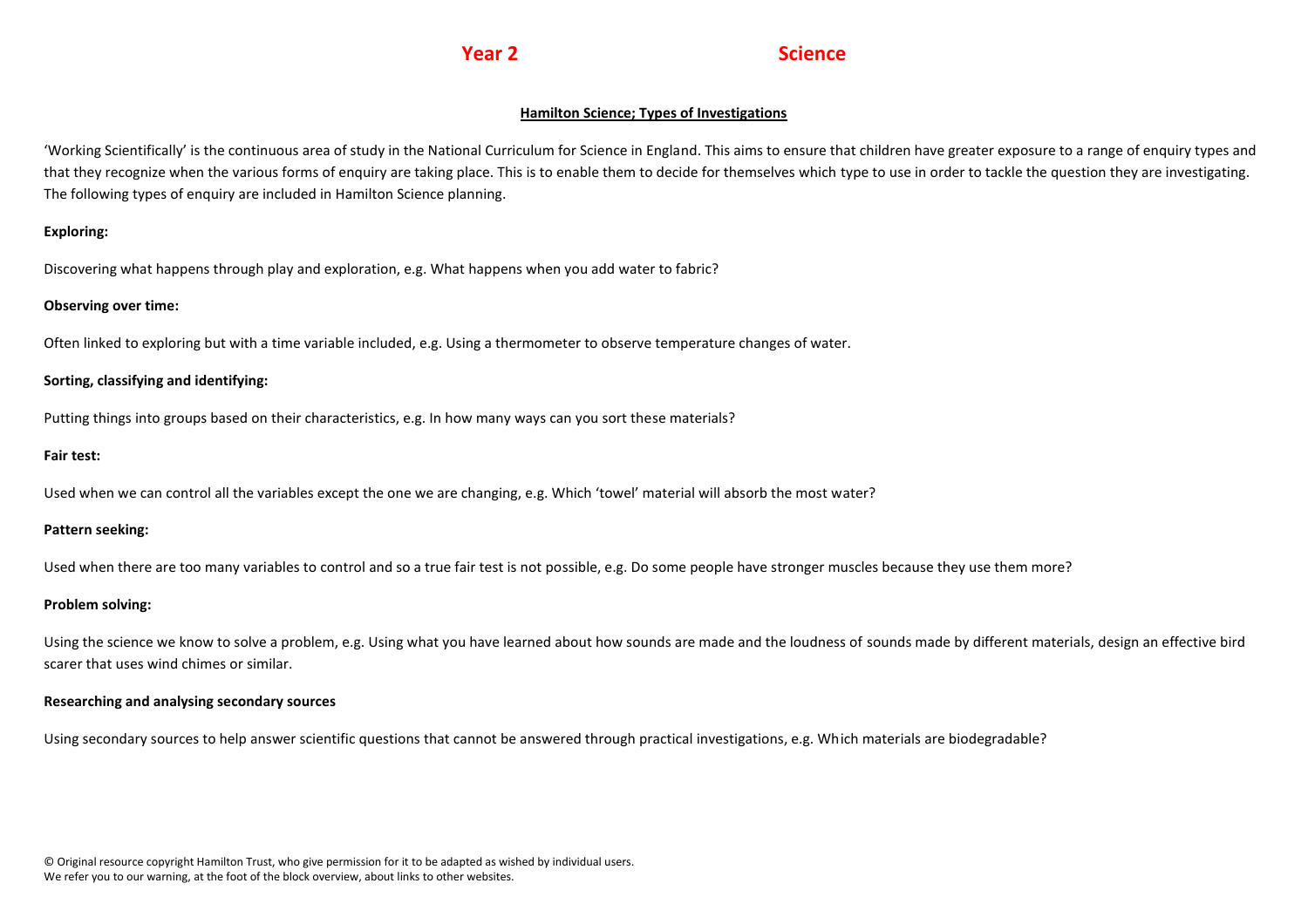**Year 2** **Science**

## Hamilton Science; Types of Investigations

'Working Scientifically' is the continuous area of study in the National Curriculum for Science in England. This aims to ensure that children have greater exposure to a range of enquiry types and that they recognize when the various forms of enquiry are taking place. This is to enable them to decide for themselves which type to use in order to tackle the question they are investigating. The following types of enquiry are included in Hamilton Science planning.

**Exploring:**

Discovering what happens through play and exploration, e.g. What happens when you add water to fabric?

**Observing over time:**

Often linked to exploring but with a time variable included, e.g. Using a thermometer to observe temperature changes of water.

**Sorting, classifying and identifying:**

Putting things into groups based on their characteristics, e.g. In how many ways can you sort these materials?

**Fair test:**

Used when we can control all the variables except the one we are changing, e.g. Which 'towel' material will absorb the most water?

**Pattern seeking:**

Used when there are too many variables to control and so a true fair test is not possible, e.g. Do some people have stronger muscles because they use them more?

**Problem solving:**

Using the science we know to solve a problem, e.g. Using what you have learned about how sounds are made and the loudness of sounds made by different materials, design an effective bird scarer that uses wind chimes or similar.

**Researching and analysing secondary sources**

Using secondary sources to help answer scientific questions that cannot be answered through practical investigations, e.g. Which materials are biodegradable?

© Original resource copyright Hamilton Trust, who give permission for it to be adapted as wished by individual users.
We refer you to our warning, at the foot of the block overview, about links to other websites.